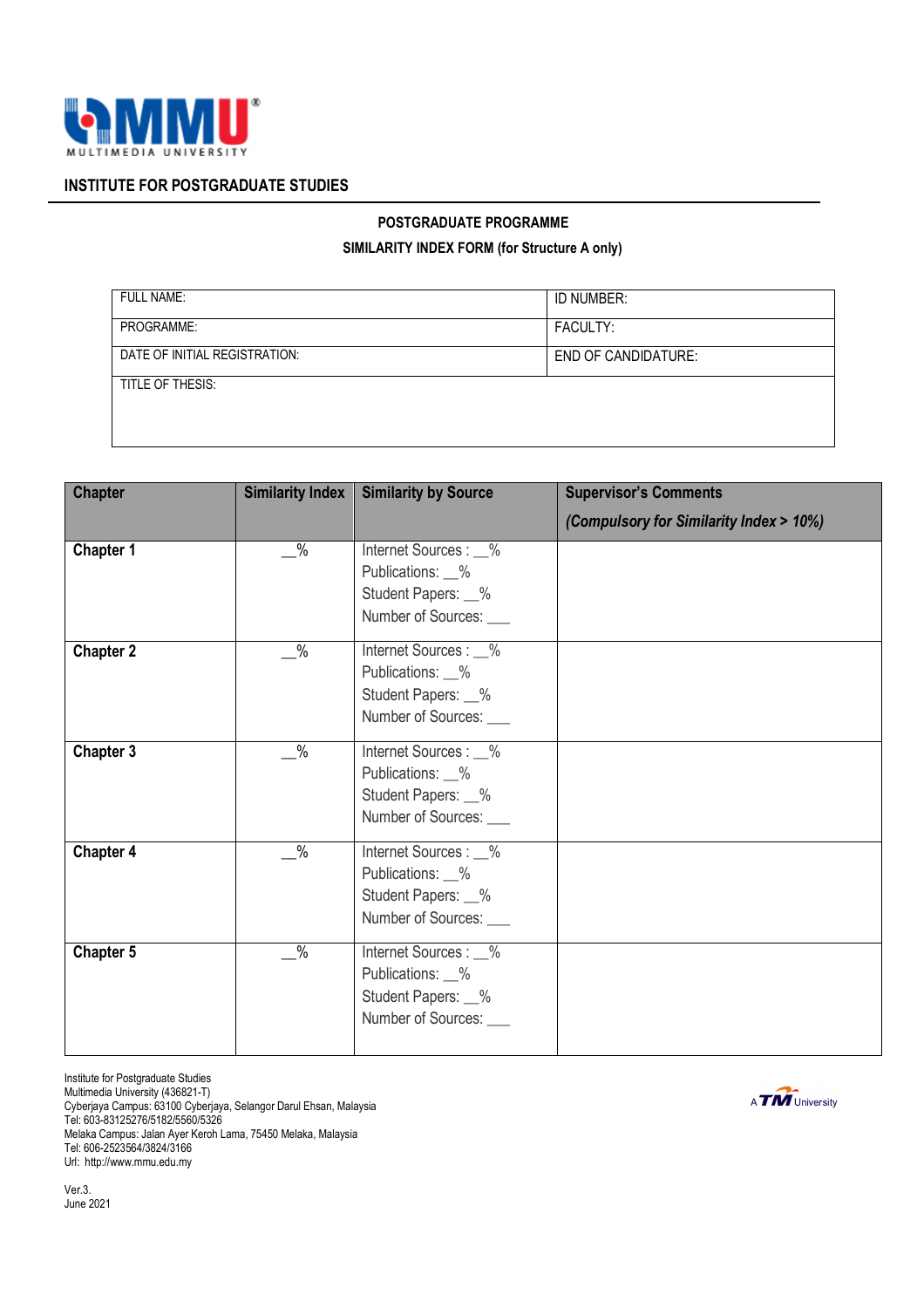MULTIMEDIA UNIVERSITY

## INSTITUTE FOR POSTGRADUATE STUDIES

### POSTGRADUATE PROGRAMME

### SIMILARITY INDEX FORM (for Structure A only)

| FULL NAME: | ID NUMBER: |
|---|---|
| PROGRAMME: | FACULTY: |
| DATE OF INITIAL REGISTRATION: | END OF CANDIDATURE: |
| TITLE OF THESIS: | |

| Chapter | Similarity Index | Similarity by Source | Supervisor's Comments *(Compulsory for Similarity Index > 10%)* |
|---|---|---|---|
| **Chapter 1** | __% | Internet Sources : __%<br>Publications: __%<br>Student Papers: __%<br>Number of Sources: ___ | |
| **Chapter 2** | __% | Internet Sources : __%<br>Publications: __%<br>Student Papers: __%<br>Number of Sources: ___ | |
| **Chapter 3** | __% | Internet Sources : __%<br>Publications: __%<br>Student Papers: __%<br>Number of Sources: ___ | |
| **Chapter 4** | __% | Internet Sources : __%<br>Publications: __%<br>Student Papers: __%<br>Number of Sources: ___ | |
| **Chapter 5** | __% | Internet Sources : __%<br>Publications: __%<br>Student Papers: __%<br>Number of Sources: ___ | |

Institute for Postgraduate Studies
Multimedia University (436821-T)
Cyberjaya Campus: 63100 Cyberjaya, Selangor Darul Ehsan, Malaysia
Tel: 603-83125276/5182/5560/5326
Melaka Campus: Jalan Ayer Keroh Lama, 75450 Melaka, Malaysia
Tel: 606-2523564/3824/3166
Url: http://www.mmu.edu.my

A TM University

Ver.3.
June 2021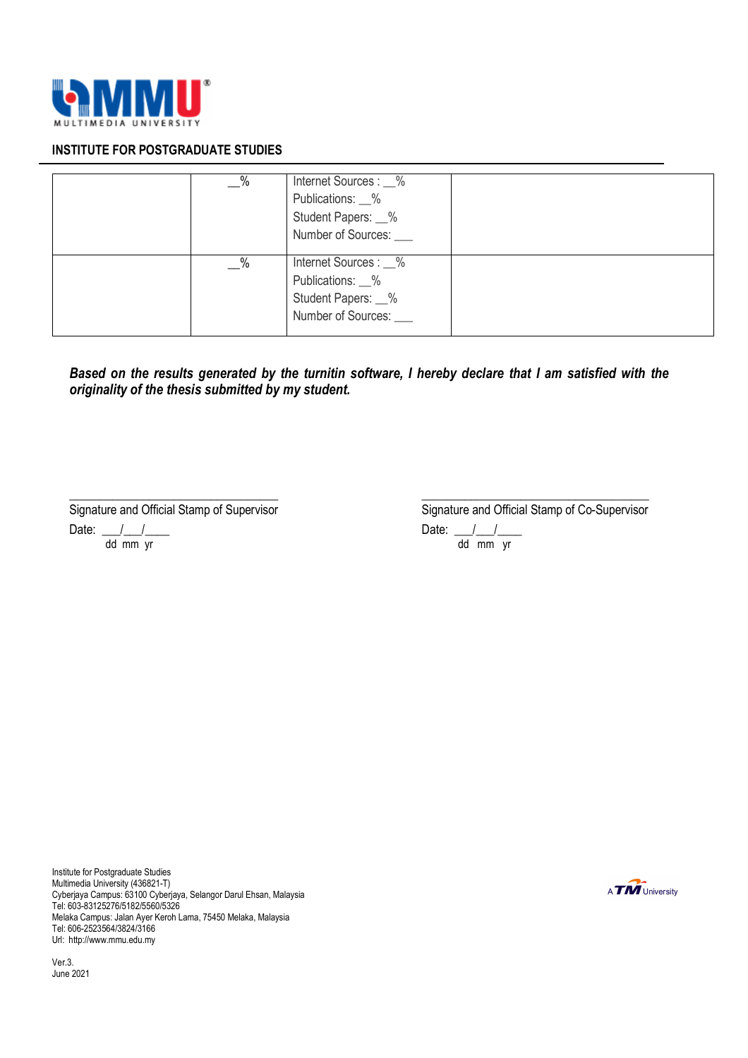MULTIMEDIA UNIVERSITY

**INSTITUTE FOR POSTGRADUATE STUDIES**

| | | | |
|---|---|---|---|
| | __% | Internet Sources : __%<br>Publications: __%<br>Student Papers: __%<br>Number of Sources: ___ | |
| | __% | Internet Sources : __%<br>Publications: __%<br>Student Papers: __%<br>Number of Sources: ___ | |

***Based on the results generated by the turnitin software, I hereby declare that I am satisfied with the originality of the thesis submitted by my student.***

_________________________________
Signature and Official Stamp of Supervisor
Date: ___/___/____
dd mm yr

_________________________________
Signature and Official Stamp of Co-Supervisor
Date: ___/___/____
dd mm yr

Institute for Postgraduate Studies
Multimedia University (436821-T)
Cyberjaya Campus: 63100 Cyberjaya, Selangor Darul Ehsan, Malaysia
Tel: 603-83125276/5182/5560/5326
Melaka Campus: Jalan Ayer Keroh Lama, 75450 Melaka, Malaysia
Tel: 606-2523564/3824/3166
Url: http://www.mmu.edu.my

A TM University

Ver.3.
June 2021